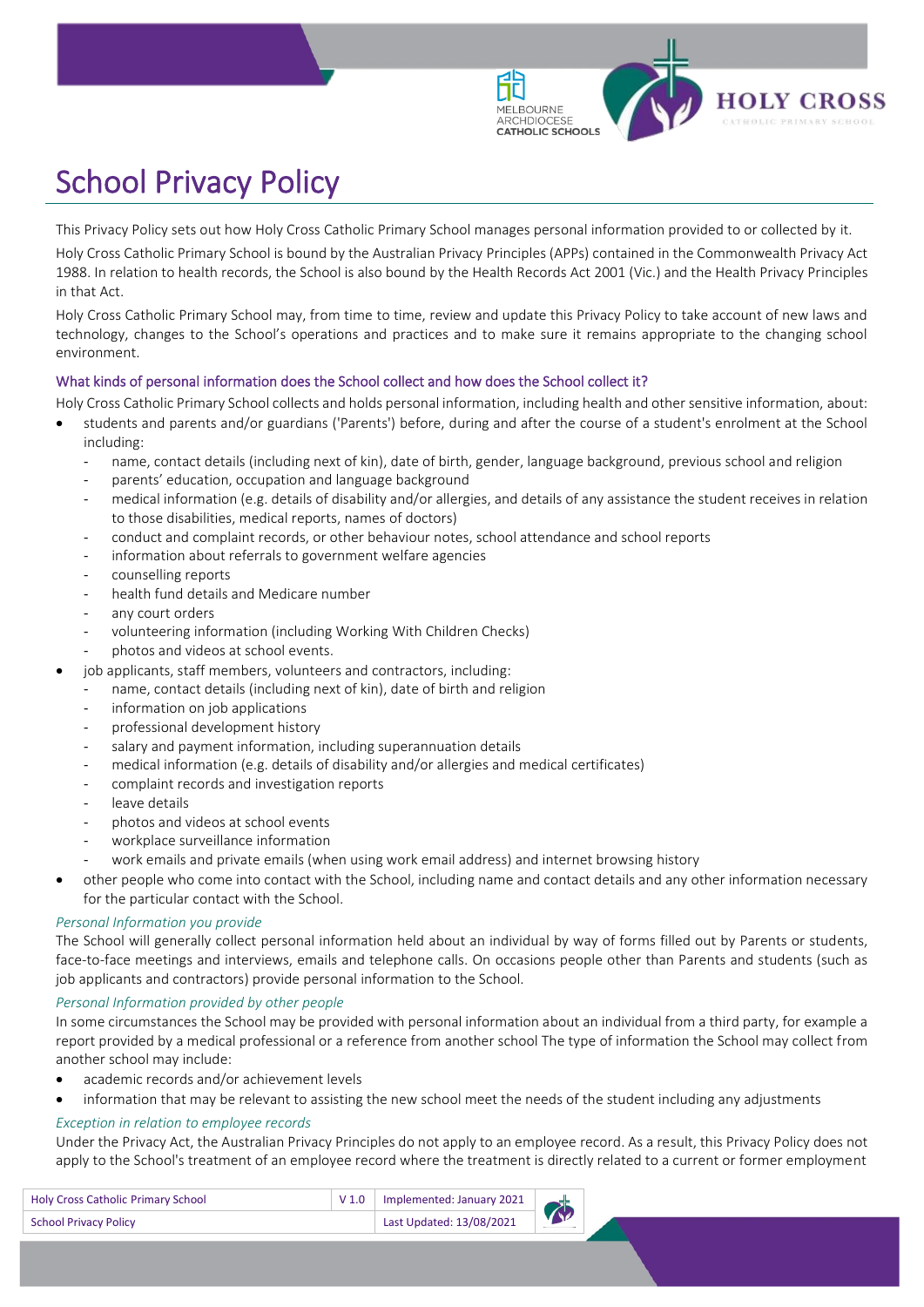# School Privacy Policy

This Privacy Policy sets out how Holy Cross Catholic Primary School manages personal information provided to or collected by it.

Holy Cross Catholic Primary School is bound by the Australian Privacy Principles (APPs) contained in the Commonwealth Privacy Act 1988. In relation to health records, the School is also bound by the Health Records Act 2001 (Vic.) and the Health Privacy Principles in that Act.

Holy Cross Catholic Primary School may, from time to time, review and update this Privacy Policy to take account of new laws and technology, changes to the School's operations and practices and to make sure it remains appropriate to the changing school environment.

## What kinds of personal information does the School collect and how does the School collect it?

Holy Cross Catholic Primary School collects and holds personal information, including health and other sensitive information, about:

- students and parents and/or guardians ('Parents') before, during and after the course of a student's enrolment at the School including:
  - name, contact details (including next of kin), date of birth, gender, language background, previous school and religion
  - parents' education, occupation and language background
  - medical information (e.g. details of disability and/or allergies, and details of any assistance the student receives in relation to those disabilities, medical reports, names of doctors)
  - conduct and complaint records, or other behaviour notes, school attendance and school reports
  - information about referrals to government welfare agencies
  - counselling reports
  - health fund details and Medicare number
  - any court orders
  - volunteering information (including Working With Children Checks)
  - photos and videos at school events.
- job applicants, staff members, volunteers and contractors, including:
  - name, contact details (including next of kin), date of birth and religion
  - information on job applications
  - professional development history
  - salary and payment information, including superannuation details
  - medical information (e.g. details of disability and/or allergies and medical certificates)
  - complaint records and investigation reports
  - leave details
  - photos and videos at school events
  - workplace surveillance information
  - work emails and private emails (when using work email address) and internet browsing history
- other people who come into contact with the School, including name and contact details and any other information necessary for the particular contact with the School.

### *Personal Information you provide*

The School will generally collect personal information held about an individual by way of forms filled out by Parents or students, face-to-face meetings and interviews, emails and telephone calls. On occasions people other than Parents and students (such as job applicants and contractors) provide personal information to the School.

### *Personal Information provided by other people*

In some circumstances the School may be provided with personal information about an individual from a third party, for example a report provided by a medical professional or a reference from another school The type of information the School may collect from another school may include:

- academic records and/or achievement levels
- information that may be relevant to assisting the new school meet the needs of the student including any adjustments

### *Exception in relation to employee records*

Under the Privacy Act, the Australian Privacy Principles do not apply to an employee record. As a result, this Privacy Policy does not apply to the School's treatment of an employee record where the treatment is directly related to a current or former employment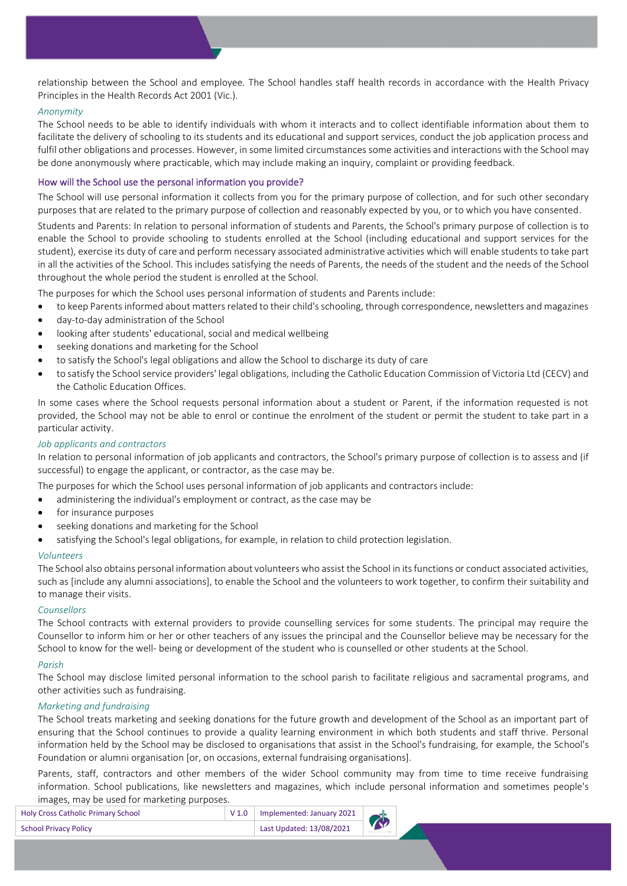relationship between the School and employee. The School handles staff health records in accordance with the Health Privacy Principles in the Health Records Act 2001 (Vic.).

*Anonymity*

The School needs to be able to identify individuals with whom it interacts and to collect identifiable information about them to facilitate the delivery of schooling to its students and its educational and support services, conduct the job application process and fulfil other obligations and processes. However, in some limited circumstances some activities and interactions with the School may be done anonymously where practicable, which may include making an inquiry, complaint or providing feedback.

### How will the School use the personal information you provide?

The School will use personal information it collects from you for the primary purpose of collection, and for such other secondary purposes that are related to the primary purpose of collection and reasonably expected by you, or to which you have consented.

Students and Parents: In relation to personal information of students and Parents, the School's primary purpose of collection is to enable the School to provide schooling to students enrolled at the School (including educational and support services for the student), exercise its duty of care and perform necessary associated administrative activities which will enable students to take part in all the activities of the School. This includes satisfying the needs of Parents, the needs of the student and the needs of the School throughout the whole period the student is enrolled at the School.

The purposes for which the School uses personal information of students and Parents include:

- to keep Parents informed about matters related to their child's schooling, through correspondence, newsletters and magazines
- day-to-day administration of the School
- looking after students' educational, social and medical wellbeing
- seeking donations and marketing for the School
- to satisfy the School's legal obligations and allow the School to discharge its duty of care
- to satisfy the School service providers' legal obligations, including the Catholic Education Commission of Victoria Ltd (CECV) and the Catholic Education Offices.

In some cases where the School requests personal information about a student or Parent, if the information requested is not provided, the School may not be able to enrol or continue the enrolment of the student or permit the student to take part in a particular activity.

*Job applicants and contractors*

In relation to personal information of job applicants and contractors, the School's primary purpose of collection is to assess and (if successful) to engage the applicant, or contractor, as the case may be.

The purposes for which the School uses personal information of job applicants and contractors include:

- administering the individual's employment or contract, as the case may be
- for insurance purposes
- seeking donations and marketing for the School
- satisfying the School's legal obligations, for example, in relation to child protection legislation.

*Volunteers*

The School also obtains personal information about volunteers who assist the School in its functions or conduct associated activities, such as [include any alumni associations], to enable the School and the volunteers to work together, to confirm their suitability and to manage their visits.

*Counsellors*

The School contracts with external providers to provide counselling services for some students. The principal may require the Counsellor to inform him or her or other teachers of any issues the principal and the Counsellor believe may be necessary for the School to know for the well- being or development of the student who is counselled or other students at the School.

*Parish*

The School may disclose limited personal information to the school parish to facilitate religious and sacramental programs, and other activities such as fundraising.

*Marketing and fundraising*

The School treats marketing and seeking donations for the future growth and development of the School as an important part of ensuring that the School continues to provide a quality learning environment in which both students and staff thrive. Personal information held by the School may be disclosed to organisations that assist in the School's fundraising, for example, the School's Foundation or alumni organisation [or, on occasions, external fundraising organisations].

Parents, staff, contractors and other members of the wider School community may from time to time receive fundraising information. School publications, like newsletters and magazines, which include personal information and sometimes people's images, may be used for marketing purposes.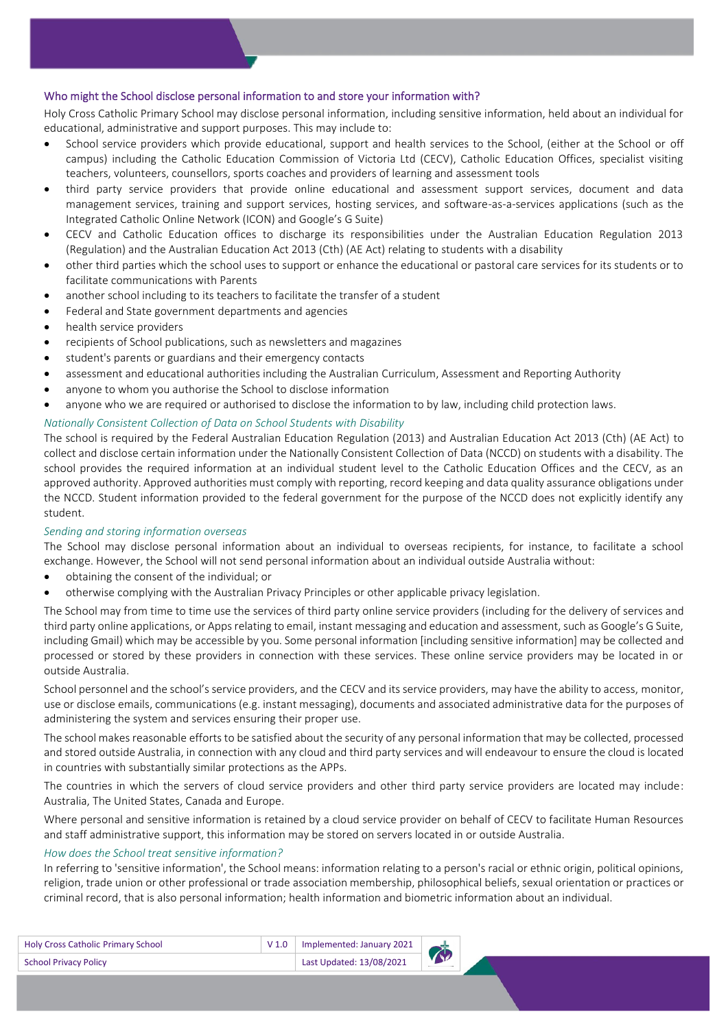### Who might the School disclose personal information to and store your information with?

Holy Cross Catholic Primary School may disclose personal information, including sensitive information, held about an individual for educational, administrative and support purposes. This may include to:

- School service providers which provide educational, support and health services to the School, (either at the School or off campus) including the Catholic Education Commission of Victoria Ltd (CECV), Catholic Education Offices, specialist visiting teachers, volunteers, counsellors, sports coaches and providers of learning and assessment tools
- third party service providers that provide online educational and assessment support services, document and data management services, training and support services, hosting services, and software-as-a-services applications (such as the Integrated Catholic Online Network (ICON) and Google's G Suite)
- CECV and Catholic Education offices to discharge its responsibilities under the Australian Education Regulation 2013 (Regulation) and the Australian Education Act 2013 (Cth) (AE Act) relating to students with a disability
- other third parties which the school uses to support or enhance the educational or pastoral care services for its students or to facilitate communications with Parents
- another school including to its teachers to facilitate the transfer of a student
- Federal and State government departments and agencies
- health service providers
- recipients of School publications, such as newsletters and magazines
- student's parents or guardians and their emergency contacts
- assessment and educational authorities including the Australian Curriculum, Assessment and Reporting Authority
- anyone to whom you authorise the School to disclose information
- anyone who we are required or authorised to disclose the information to by law, including child protection laws.

#### *Nationally Consistent Collection of Data on School Students with Disability*

The school is required by the Federal Australian Education Regulation (2013) and Australian Education Act 2013 (Cth) (AE Act) to collect and disclose certain information under the Nationally Consistent Collection of Data (NCCD) on students with a disability. The school provides the required information at an individual student level to the Catholic Education Offices and the CECV, as an approved authority. Approved authorities must comply with reporting, record keeping and data quality assurance obligations under the NCCD. Student information provided to the federal government for the purpose of the NCCD does not explicitly identify any student.

#### *Sending and storing information overseas*

The School may disclose personal information about an individual to overseas recipients, for instance, to facilitate a school exchange. However, the School will not send personal information about an individual outside Australia without:

- obtaining the consent of the individual; or
- otherwise complying with the Australian Privacy Principles or other applicable privacy legislation.

The School may from time to time use the services of third party online service providers (including for the delivery of services and third party online applications, or Apps relating to email, instant messaging and education and assessment, such as Google's G Suite, including Gmail) which may be accessible by you. Some personal information [including sensitive information] may be collected and processed or stored by these providers in connection with these services. These online service providers may be located in or outside Australia.

School personnel and the school's service providers, and the CECV and its service providers, may have the ability to access, monitor, use or disclose emails, communications (e.g. instant messaging), documents and associated administrative data for the purposes of administering the system and services ensuring their proper use.

The school makes reasonable efforts to be satisfied about the security of any personal information that may be collected, processed and stored outside Australia, in connection with any cloud and third party services and will endeavour to ensure the cloud is located in countries with substantially similar protections as the APPs.

The countries in which the servers of cloud service providers and other third party service providers are located may include: Australia, The United States, Canada and Europe.

Where personal and sensitive information is retained by a cloud service provider on behalf of CECV to facilitate Human Resources and staff administrative support, this information may be stored on servers located in or outside Australia.

#### *How does the School treat sensitive information?*

In referring to 'sensitive information', the School means: information relating to a person's racial or ethnic origin, political opinions, religion, trade union or other professional or trade association membership, philosophical beliefs, sexual orientation or practices or criminal record, that is also personal information; health information and biometric information about an individual.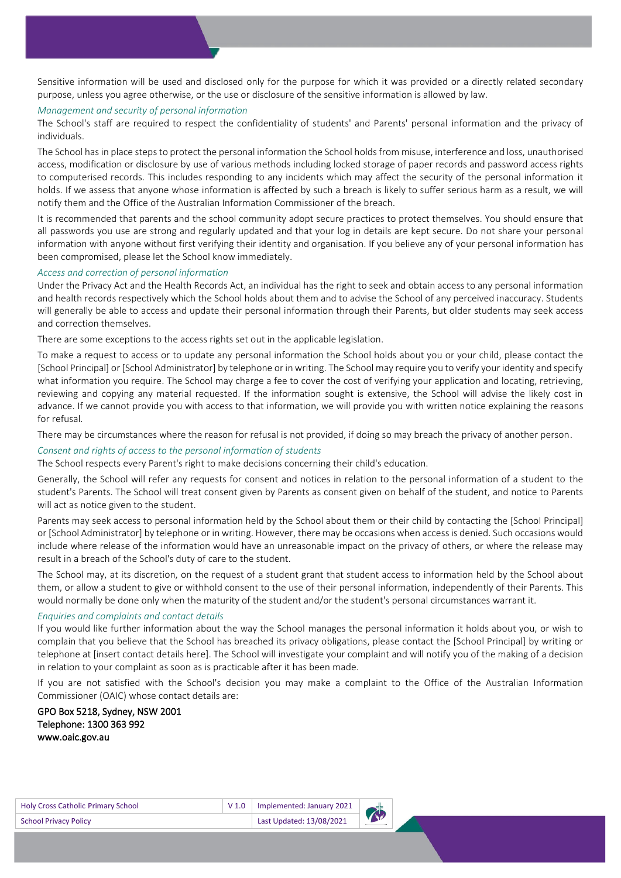Sensitive information will be used and disclosed only for the purpose for which it was provided or a directly related secondary purpose, unless you agree otherwise, or the use or disclosure of the sensitive information is allowed by law.

*Management and security of personal information*

The School's staff are required to respect the confidentiality of students' and Parents' personal information and the privacy of individuals.

The School has in place steps to protect the personal information the School holds from misuse, interference and loss, unauthorised access, modification or disclosure by use of various methods including locked storage of paper records and password access rights to computerised records. This includes responding to any incidents which may affect the security of the personal information it holds. If we assess that anyone whose information is affected by such a breach is likely to suffer serious harm as a result, we will notify them and the Office of the Australian Information Commissioner of the breach.

It is recommended that parents and the school community adopt secure practices to protect themselves. You should ensure that all passwords you use are strong and regularly updated and that your log in details are kept secure. Do not share your personal information with anyone without first verifying their identity and organisation. If you believe any of your personal information has been compromised, please let the School know immediately.

*Access and correction of personal information*

Under the Privacy Act and the Health Records Act, an individual has the right to seek and obtain access to any personal information and health records respectively which the School holds about them and to advise the School of any perceived inaccuracy. Students will generally be able to access and update their personal information through their Parents, but older students may seek access and correction themselves.

There are some exceptions to the access rights set out in the applicable legislation.

To make a request to access or to update any personal information the School holds about you or your child, please contact the [School Principal] or [School Administrator] by telephone or in writing. The School may require you to verify your identity and specify what information you require. The School may charge a fee to cover the cost of verifying your application and locating, retrieving, reviewing and copying any material requested. If the information sought is extensive, the School will advise the likely cost in advance. If we cannot provide you with access to that information, we will provide you with written notice explaining the reasons for refusal.

There may be circumstances where the reason for refusal is not provided, if doing so may breach the privacy of another person.

*Consent and rights of access to the personal information of students*

The School respects every Parent's right to make decisions concerning their child's education.

Generally, the School will refer any requests for consent and notices in relation to the personal information of a student to the student's Parents. The School will treat consent given by Parents as consent given on behalf of the student, and notice to Parents will act as notice given to the student.

Parents may seek access to personal information held by the School about them or their child by contacting the [School Principal] or [School Administrator] by telephone or in writing. However, there may be occasions when access is denied. Such occasions would include where release of the information would have an unreasonable impact on the privacy of others, or where the release may result in a breach of the School's duty of care to the student.

The School may, at its discretion, on the request of a student grant that student access to information held by the School about them, or allow a student to give or withhold consent to the use of their personal information, independently of their Parents. This would normally be done only when the maturity of the student and/or the student's personal circumstances warrant it.

*Enquiries and complaints and contact details*

If you would like further information about the way the School manages the personal information it holds about you, or wish to complain that you believe that the School has breached its privacy obligations, please contact the [School Principal] by writing or telephone at [insert contact details here]. The School will investigate your complaint and will notify you of the making of a decision in relation to your complaint as soon as is practicable after it has been made.

If you are not satisfied with the School's decision you may make a complaint to the Office of the Australian Information Commissioner (OAIC) whose contact details are:

GPO Box 5218, Sydney, NSW 2001
Telephone: 1300 363 992
www.oaic.gov.au